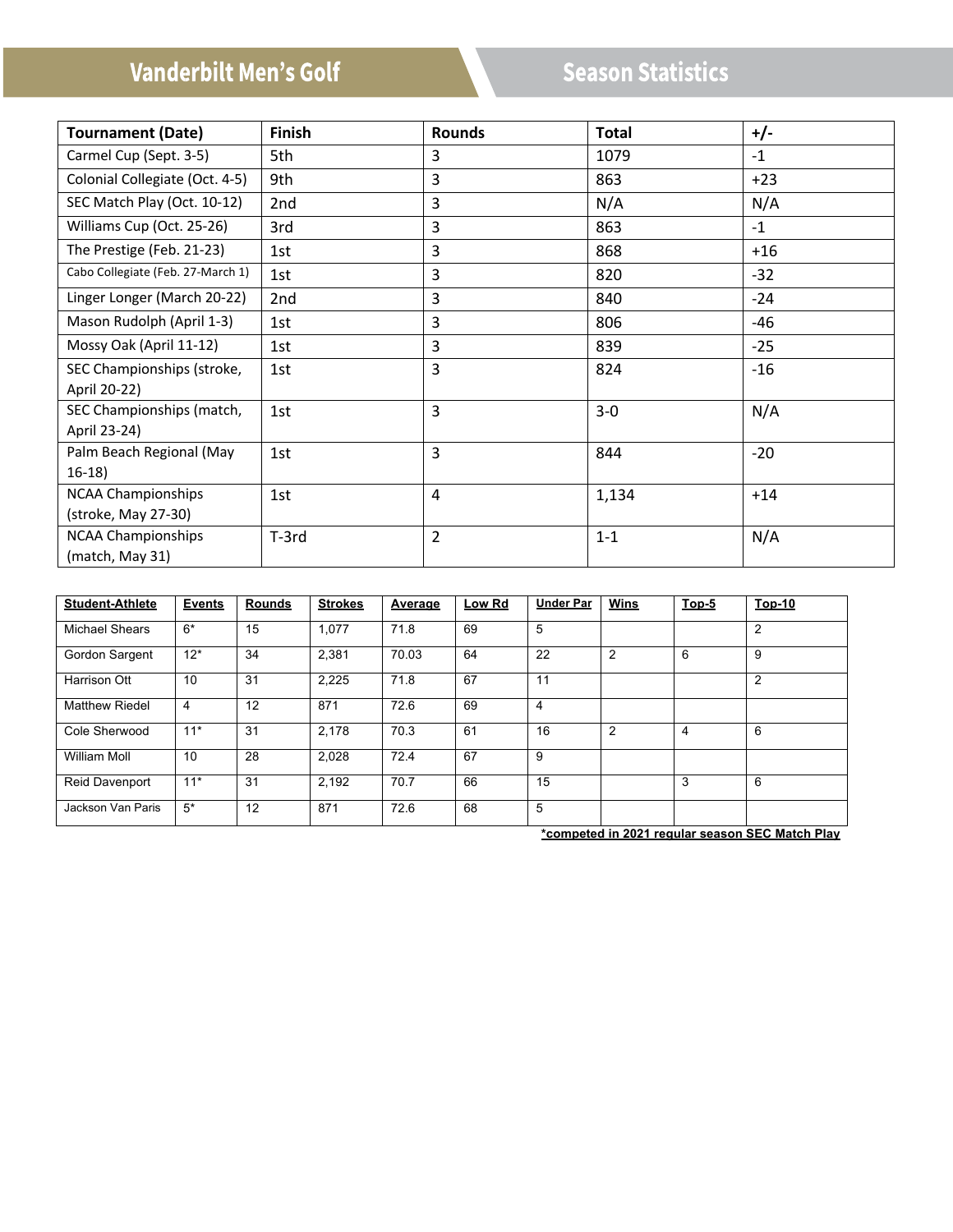# Vanderbilt Men's Golf

## Season Statistics

| Tournament (Date) | Finish | Rounds | Total | +/- |
|---|---|---|---|---|
| Carmel Cup (Sept. 3-5) | 5th | 3 | 1079 | -1 |
| Colonial Collegiate (Oct. 4-5) | 9th | 3 | 863 | +23 |
| SEC Match Play (Oct. 10-12) | 2nd | 3 | N/A | N/A |
| Williams Cup (Oct. 25-26) | 3rd | 3 | 863 | -1 |
| The Prestige (Feb. 21-23) | 1st | 3 | 868 | +16 |
| Cabo Collegiate (Feb. 27-March 1) | 1st | 3 | 820 | -32 |
| Linger Longer (March 20-22) | 2nd | 3 | 840 | -24 |
| Mason Rudolph (April 1-3) | 1st | 3 | 806 | -46 |
| Mossy Oak (April 11-12) | 1st | 3 | 839 | -25 |
| SEC Championships (stroke, April 20-22) | 1st | 3 | 824 | -16 |
| SEC Championships (match, April 23-24) | 1st | 3 | 3-0 | N/A |
| Palm Beach Regional (May 16-18) | 1st | 3 | 844 | -20 |
| NCAA Championships (stroke, May 27-30) | 1st | 4 | 1,134 | +14 |
| NCAA Championships (match, May 31) | T-3rd | 2 | 1-1 | N/A |

| Student-Athlete | Events | Rounds | Strokes | Average | Low Rd | Under Par | Wins | Top-5 | Top-10 |
|---|---|---|---|---|---|---|---|---|---|
| Michael Shears | 6* | 15 | 1,077 | 71.8 | 69 | 5 | | | 2 |
| Gordon Sargent | 12* | 34 | 2,381 | 70.03 | 64 | 22 | 2 | 6 | 9 |
| Harrison Ott | 10 | 31 | 2,225 | 71.8 | 67 | 11 | | | 2 |
| Matthew Riedel | 4 | 12 | 871 | 72.6 | 69 | 4 | | | |
| Cole Sherwood | 11* | 31 | 2,178 | 70.3 | 61 | 16 | 2 | 4 | 6 |
| William Moll | 10 | 28 | 2,028 | 72.4 | 67 | 9 | | | |
| Reid Davenport | 11* | 31 | 2,192 | 70.7 | 66 | 15 | | 3 | 6 |
| Jackson Van Paris | 5* | 12 | 871 | 72.6 | 68 | 5 | | | |

*competed in 2021 regular season SEC Match Play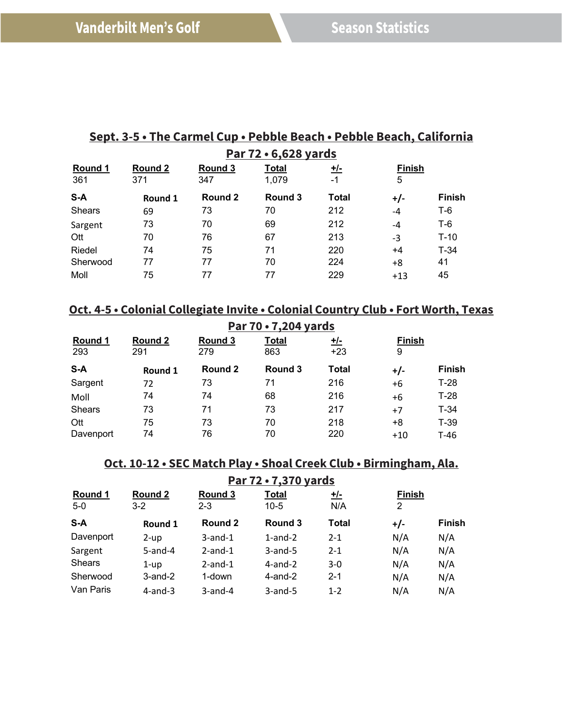## Sept. 3-5 • The Carmel Cup • Pebble Beach • Pebble Beach, California

### Par 72 • 6,628 yards

| Round 1 | Round 2 | Round 3 | Total | +/- | Finish |
|---|---|---|---|---|---|
| 361 | 371 | 347 | 1,079 | -1 | 5 |

| S-A | Round 1 | Round 2 | Round 3 | Total | +/- | Finish |
|---|---|---|---|---|---|---|
| Shears | 69 | 73 | 70 | 212 | -4 | T-6 |
| Sargent | 73 | 70 | 69 | 212 | -4 | T-6 |
| Ott | 70 | 76 | 67 | 213 | -3 | T-10 |
| Riedel | 74 | 75 | 71 | 220 | +4 | T-34 |
| Sherwood | 77 | 77 | 70 | 224 | +8 | 41 |
| Moll | 75 | 77 | 77 | 229 | +13 | 45 |

## Oct. 4-5 • Colonial Collegiate Invite • Colonial Country Club • Fort Worth, Texas

### Par 70 • 7,204 yards

| Round 1 | Round 2 | Round 3 | Total | +/- | Finish |
|---|---|---|---|---|---|
| 293 | 291 | 279 | 863 | +23 | 9 |

| S-A | Round 1 | Round 2 | Round 3 | Total | +/- | Finish |
|---|---|---|---|---|---|---|
| Sargent | 72 | 73 | 71 | 216 | +6 | T-28 |
| Moll | 74 | 74 | 68 | 216 | +6 | T-28 |
| Shears | 73 | 71 | 73 | 217 | +7 | T-34 |
| Ott | 75 | 73 | 70 | 218 | +8 | T-39 |
| Davenport | 74 | 76 | 70 | 220 | +10 | T-46 |

## Oct. 10-12 • SEC Match Play • Shoal Creek Club • Birmingham, Ala.

### Par 72 • 7,370 yards

| Round 1 | Round 2 | Round 3 | Total | +/- | Finish |
|---|---|---|---|---|---|
| 5-0 | 3-2 | 2-3 | 10-5 | N/A | 2 |

| S-A | Round 1 | Round 2 | Round 3 | Total | +/- | Finish |
|---|---|---|---|---|---|---|
| Davenport | 2-up | 3-and-1 | 1-and-2 | 2-1 | N/A | N/A |
| Sargent | 5-and-4 | 2-and-1 | 3-and-5 | 2-1 | N/A | N/A |
| Shears | 1-up | 2-and-1 | 4-and-2 | 3-0 | N/A | N/A |
| Sherwood | 3-and-2 | 1-down | 4-and-2 | 2-1 | N/A | N/A |
| Van Paris | 4-and-3 | 3-and-4 | 3-and-5 | 1-2 | N/A | N/A |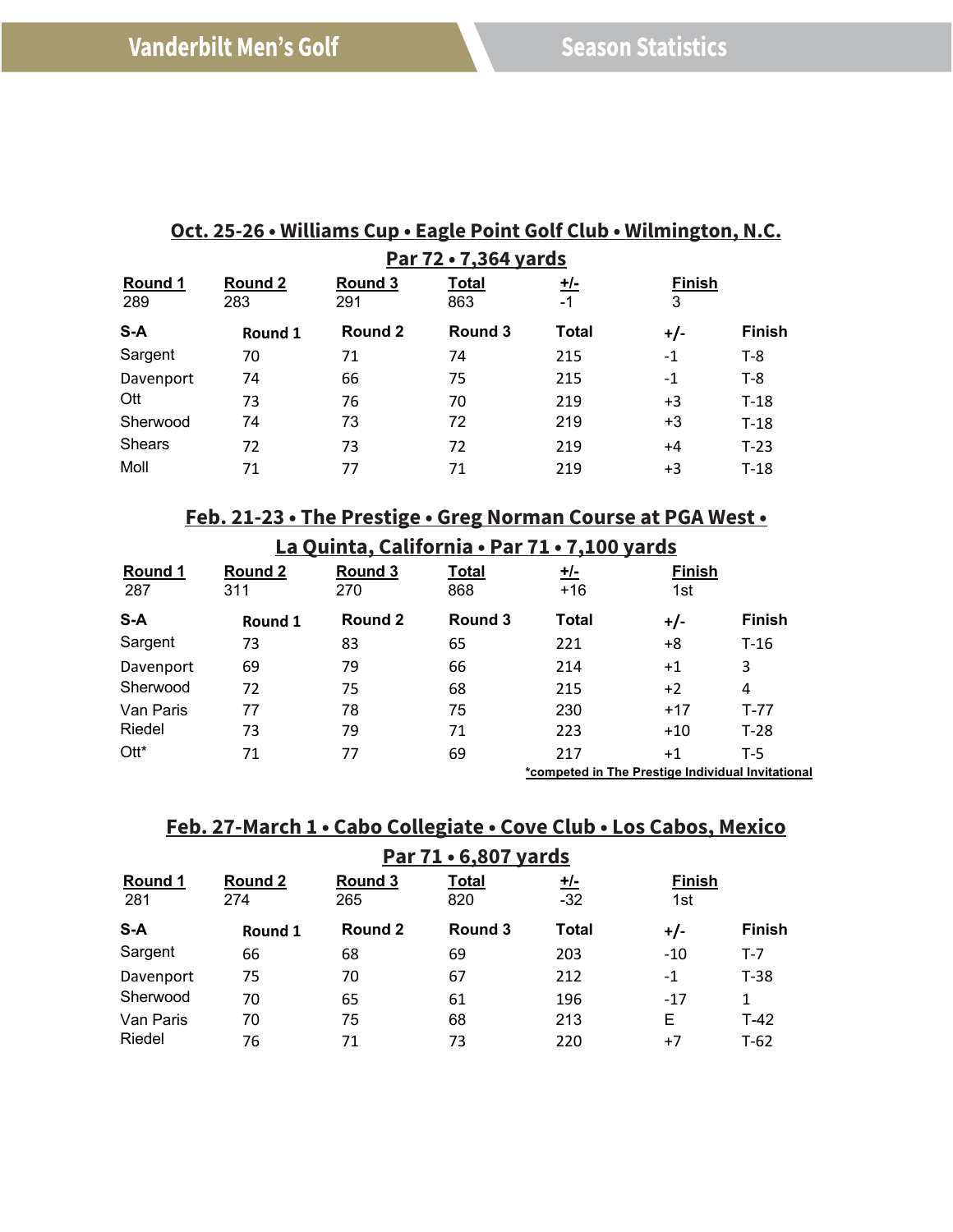# Vanderbilt Men's Golf — Season Statistics

## Oct. 25-26 • Williams Cup • Eagle Point Golf Club • Wilmington, N.C.
## Par 72 • 7,364 yards

| Round 1 | Round 2 | Round 3 | Total | +/- | Finish |
|---|---|---|---|---|---|
| 289 | 283 | 291 | 863 | -1 | 3 |

| S-A | Round 1 | Round 2 | Round 3 | Total | +/- | Finish |
|---|---|---|---|---|---|---|
| Sargent | 70 | 71 | 74 | 215 | -1 | T-8 |
| Davenport | 74 | 66 | 75 | 215 | -1 | T-8 |
| Ott | 73 | 76 | 70 | 219 | +3 | T-18 |
| Sherwood | 74 | 73 | 72 | 219 | +3 | T-18 |
| Shears | 72 | 73 | 72 | 219 | +4 | T-23 |
| Moll | 71 | 77 | 71 | 219 | +3 | T-18 |

## Feb. 21-23 • The Prestige • Greg Norman Course at PGA West • La Quinta, California • Par 71 • 7,100 yards

| Round 1 | Round 2 | Round 3 | Total | +/- | Finish |
|---|---|---|---|---|---|
| 287 | 311 | 270 | 868 | +16 | 1st |

| S-A | Round 1 | Round 2 | Round 3 | Total | +/- | Finish |
|---|---|---|---|---|---|---|
| Sargent | 73 | 83 | 65 | 221 | +8 | T-16 |
| Davenport | 69 | 79 | 66 | 214 | +1 | 3 |
| Sherwood | 72 | 75 | 68 | 215 | +2 | 4 |
| Van Paris | 77 | 78 | 75 | 230 | +17 | T-77 |
| Riedel | 73 | 79 | 71 | 223 | +10 | T-28 |
| Ott* | 71 | 77 | 69 | 217 | +1 | T-5 |

*competed in The Prestige Individual Invitational

## Feb. 27-March 1 • Cabo Collegiate • Cove Club • Los Cabos, Mexico
## Par 71 • 6,807 yards

| Round 1 | Round 2 | Round 3 | Total | +/- | Finish |
|---|---|---|---|---|---|
| 281 | 274 | 265 | 820 | -32 | 1st |

| S-A | Round 1 | Round 2 | Round 3 | Total | +/- | Finish |
|---|---|---|---|---|---|---|
| Sargent | 66 | 68 | 69 | 203 | -10 | T-7 |
| Davenport | 75 | 70 | 67 | 212 | -1 | T-38 |
| Sherwood | 70 | 65 | 61 | 196 | -17 | 1 |
| Van Paris | 70 | 75 | 68 | 213 | E | T-42 |
| Riedel | 76 | 71 | 73 | 220 | +7 | T-62 |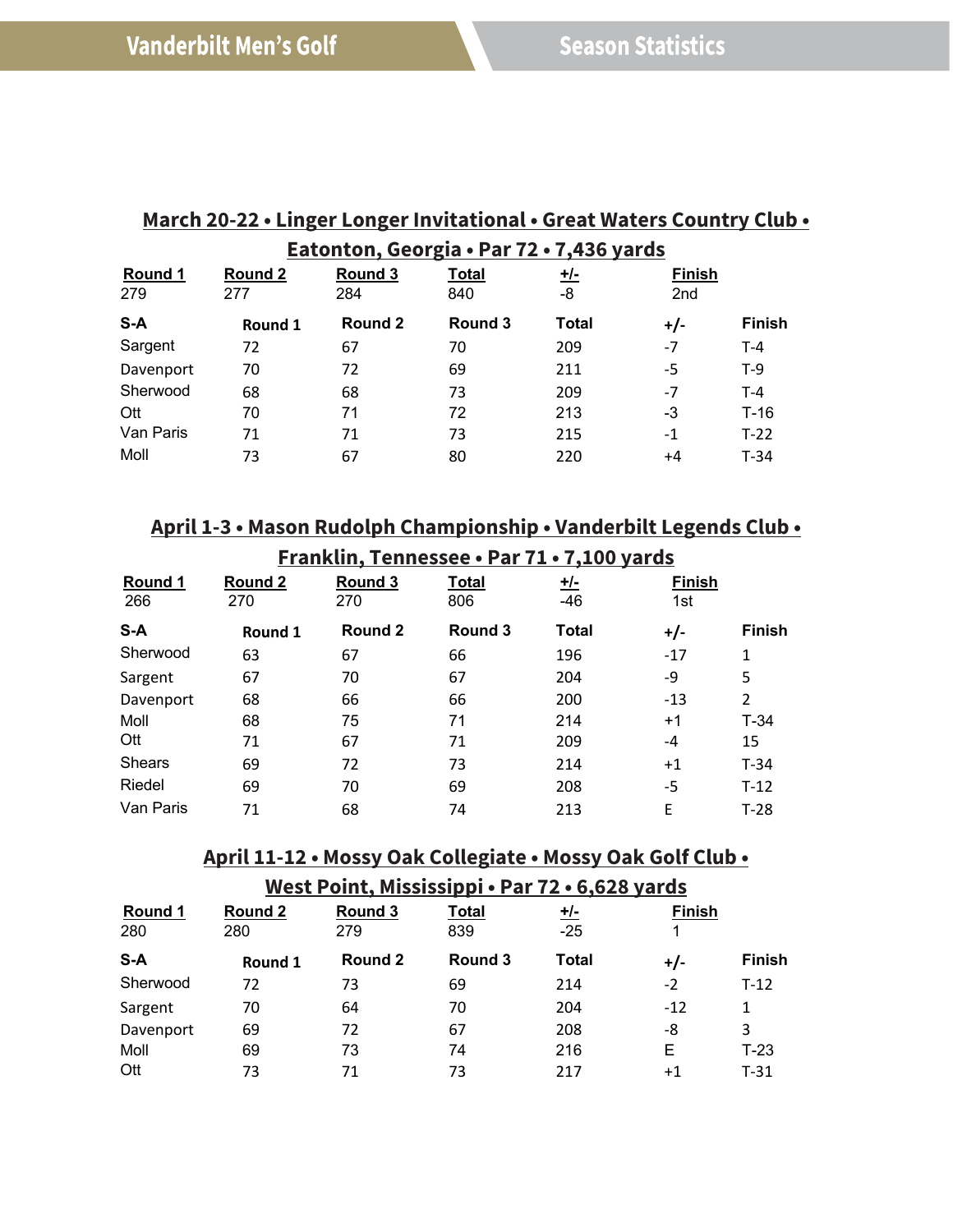## March 20-22 • Linger Longer Invitational • Great Waters Country Club • Eatonton, Georgia • Par 72 • 7,436 yards

| Round 1 | Round 2 | Round 3 | Total | +/- | Finish |
|---|---|---|---|---|---|
| 279 | 277 | 284 | 840 | -8 | 2nd |

| S-A | Round 1 | Round 2 | Round 3 | Total | +/- | Finish |
|---|---|---|---|---|---|---|
| Sargent | 72 | 67 | 70 | 209 | -7 | T-4 |
| Davenport | 70 | 72 | 69 | 211 | -5 | T-9 |
| Sherwood | 68 | 68 | 73 | 209 | -7 | T-4 |
| Ott | 70 | 71 | 72 | 213 | -3 | T-16 |
| Van Paris | 71 | 71 | 73 | 215 | -1 | T-22 |
| Moll | 73 | 67 | 80 | 220 | +4 | T-34 |

## April 1-3 • Mason Rudolph Championship • Vanderbilt Legends Club • Franklin, Tennessee • Par 71 • 7,100 yards

| Round 1 | Round 2 | Round 3 | Total | +/- | Finish |
|---|---|---|---|---|---|
| 266 | 270 | 270 | 806 | -46 | 1st |

| S-A | Round 1 | Round 2 | Round 3 | Total | +/- | Finish |
|---|---|---|---|---|---|---|
| Sherwood | 63 | 67 | 66 | 196 | -17 | 1 |
| Sargent | 67 | 70 | 67 | 204 | -9 | 5 |
| Davenport | 68 | 66 | 66 | 200 | -13 | 2 |
| Moll | 68 | 75 | 71 | 214 | +1 | T-34 |
| Ott | 71 | 67 | 71 | 209 | -4 | 15 |
| Shears | 69 | 72 | 73 | 214 | +1 | T-34 |
| Riedel | 69 | 70 | 69 | 208 | -5 | T-12 |
| Van Paris | 71 | 68 | 74 | 213 | E | T-28 |

## April 11-12 • Mossy Oak Collegiate • Mossy Oak Golf Club • West Point, Mississippi • Par 72 • 6,628 yards

| Round 1 | Round 2 | Round 3 | Total | +/- | Finish |
|---|---|---|---|---|---|
| 280 | 280 | 279 | 839 | -25 | 1 |

| S-A | Round 1 | Round 2 | Round 3 | Total | +/- | Finish |
|---|---|---|---|---|---|---|
| Sherwood | 72 | 73 | 69 | 214 | -2 | T-12 |
| Sargent | 70 | 64 | 70 | 204 | -12 | 1 |
| Davenport | 69 | 72 | 67 | 208 | -8 | 3 |
| Moll | 69 | 73 | 74 | 216 | E | T-23 |
| Ott | 73 | 71 | 73 | 217 | +1 | T-31 |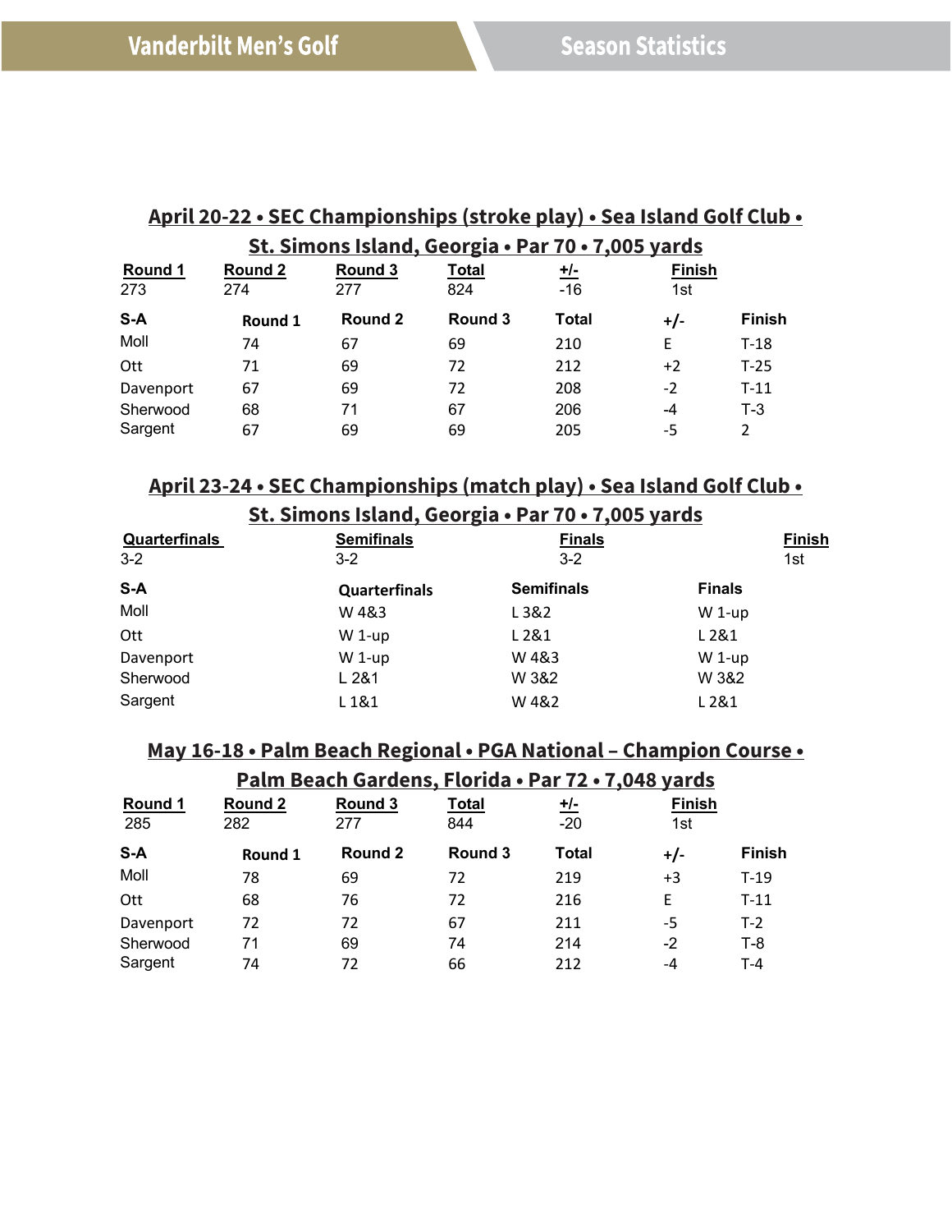## April 20-22 • SEC Championships (stroke play) • Sea Island Golf Club • St. Simons Island, Georgia • Par 70 • 7,005 yards

| Round 1 | Round 2 | Round 3 | Total | +/- | Finish |
|---|---|---|---|---|---|
| 273 | 274 | 277 | 824 | -16 | 1st |

| S-A | Round 1 | Round 2 | Round 3 | Total | +/- | Finish |
|---|---|---|---|---|---|---|
| Moll | 74 | 67 | 69 | 210 | E | T-18 |
| Ott | 71 | 69 | 72 | 212 | +2 | T-25 |
| Davenport | 67 | 69 | 72 | 208 | -2 | T-11 |
| Sherwood | 68 | 71 | 67 | 206 | -4 | T-3 |
| Sargent | 67 | 69 | 69 | 205 | -5 | 2 |

## April 23-24 • SEC Championships (match play) • Sea Island Golf Club • St. Simons Island, Georgia • Par 70 • 7,005 yards

| Quarterfinals | Semifinals | Finals | Finish |
|---|---|---|---|
| 3-2 | 3-2 | 3-2 | 1st |

| S-A | Quarterfinals | Semifinals | Finals |
|---|---|---|---|
| Moll | W 4&3 | L 3&2 | W 1-up |
| Ott | W 1-up | L 2&1 | L 2&1 |
| Davenport | W 1-up | W 4&3 | W 1-up |
| Sherwood | L 2&1 | W 3&2 | W 3&2 |
| Sargent | L 1&1 | W 4&2 | L 2&1 |

## May 16-18 • Palm Beach Regional • PGA National – Champion Course • Palm Beach Gardens, Florida • Par 72 • 7,048 yards

| Round 1 | Round 2 | Round 3 | Total | +/- | Finish |
|---|---|---|---|---|---|
| 285 | 282 | 277 | 844 | -20 | 1st |

| S-A | Round 1 | Round 2 | Round 3 | Total | +/- | Finish |
|---|---|---|---|---|---|---|
| Moll | 78 | 69 | 72 | 219 | +3 | T-19 |
| Ott | 68 | 76 | 72 | 216 | E | T-11 |
| Davenport | 72 | 72 | 67 | 211 | -5 | T-2 |
| Sherwood | 71 | 69 | 74 | 214 | -2 | T-8 |
| Sargent | 74 | 72 | 66 | 212 | -4 | T-4 |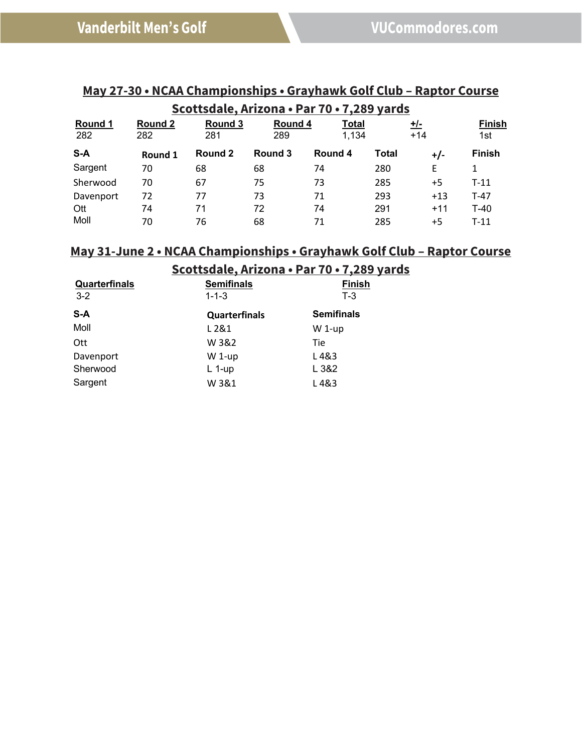## May 27-30 • NCAA Championships • Grayhawk Golf Club – Raptor Course

## Scottsdale, Arizona • Par 70 • 7,289 yards

| Round 1 | Round 2 | Round 3 | Round 4 | Total | +/- | Finish |
|---|---|---|---|---|---|---|
| 282 | 282 | 281 | 289 | 1,134 | +14 | 1st |

| S-A | Round 1 | Round 2 | Round 3 | Round 4 | Total | +/- | Finish |
|---|---|---|---|---|---|---|---|
| Sargent | 70 | 68 | 68 | 74 | 280 | E | 1 |
| Sherwood | 70 | 67 | 75 | 73 | 285 | +5 | T-11 |
| Davenport | 72 | 77 | 73 | 71 | 293 | +13 | T-47 |
| Ott | 74 | 71 | 72 | 74 | 291 | +11 | T-40 |
| Moll | 70 | 76 | 68 | 71 | 285 | +5 | T-11 |

## May 31-June 2 • NCAA Championships • Grayhawk Golf Club – Raptor Course

## Scottsdale, Arizona • Par 70 • 7,289 yards

| Quarterfinals | Semifinals | Finish |
|---|---|---|
| 3-2 | 1-1-3 | T-3 |

| S-A | Quarterfinals | Semifinals |
|---|---|---|
| Moll | L 2&1 | W 1-up |
| Ott | W 3&2 | Tie |
| Davenport | W 1-up | L 4&3 |
| Sherwood | L 1-up | L 3&2 |
| Sargent | W 3&1 | L 4&3 |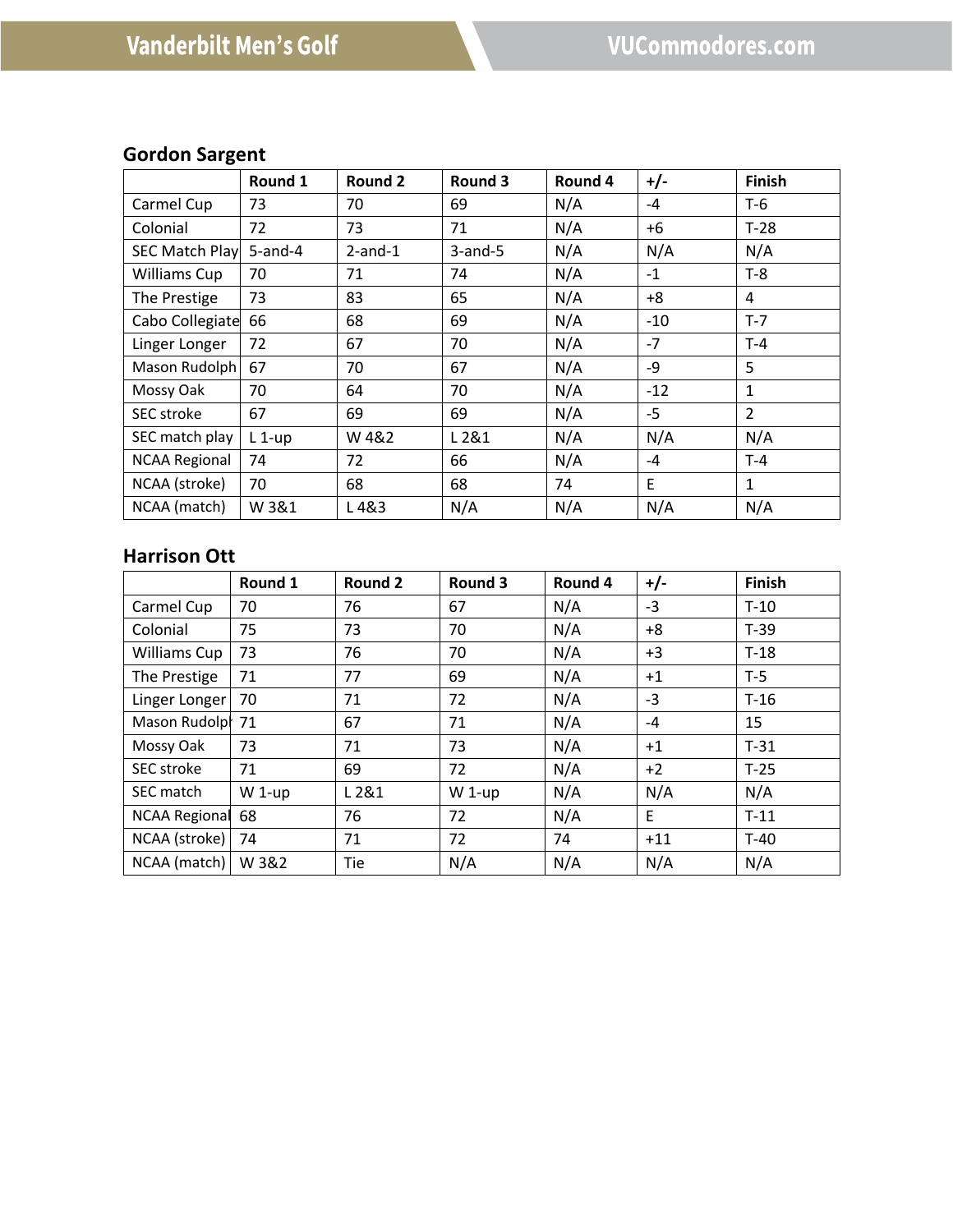## Gordon Sargent

| | Round 1 | Round 2 | Round 3 | Round 4 | +/- | Finish |
|---|---|---|---|---|---|---|
| Carmel Cup | 73 | 70 | 69 | N/A | -4 | T-6 |
| Colonial | 72 | 73 | 71 | N/A | +6 | T-28 |
| SEC Match Play | 5-and-4 | 2-and-1 | 3-and-5 | N/A | N/A | N/A |
| Williams Cup | 70 | 71 | 74 | N/A | -1 | T-8 |
| The Prestige | 73 | 83 | 65 | N/A | +8 | 4 |
| Cabo Collegiate | 66 | 68 | 69 | N/A | -10 | T-7 |
| Linger Longer | 72 | 67 | 70 | N/A | -7 | T-4 |
| Mason Rudolph | 67 | 70 | 67 | N/A | -9 | 5 |
| Mossy Oak | 70 | 64 | 70 | N/A | -12 | 1 |
| SEC stroke | 67 | 69 | 69 | N/A | -5 | 2 |
| SEC match play | L 1-up | W 4&2 | L 2&1 | N/A | N/A | N/A |
| NCAA Regional | 74 | 72 | 66 | N/A | -4 | T-4 |
| NCAA (stroke) | 70 | 68 | 68 | 74 | E | 1 |
| NCAA (match) | W 3&1 | L 4&3 | N/A | N/A | N/A | N/A |

## Harrison Ott

| | Round 1 | Round 2 | Round 3 | Round 4 | +/- | Finish |
|---|---|---|---|---|---|---|
| Carmel Cup | 70 | 76 | 67 | N/A | -3 | T-10 |
| Colonial | 75 | 73 | 70 | N/A | +8 | T-39 |
| Williams Cup | 73 | 76 | 70 | N/A | +3 | T-18 |
| The Prestige | 71 | 77 | 69 | N/A | +1 | T-5 |
| Linger Longer | 70 | 71 | 72 | N/A | -3 | T-16 |
| Mason Rudolph | 71 | 67 | 71 | N/A | -4 | 15 |
| Mossy Oak | 73 | 71 | 73 | N/A | +1 | T-31 |
| SEC stroke | 71 | 69 | 72 | N/A | +2 | T-25 |
| SEC match | W 1-up | L 2&1 | W 1-up | N/A | N/A | N/A |
| NCAA Regional | 68 | 76 | 72 | N/A | E | T-11 |
| NCAA (stroke) | 74 | 71 | 72 | 74 | +11 | T-40 |
| NCAA (match) | W 3&2 | Tie | N/A | N/A | N/A | N/A |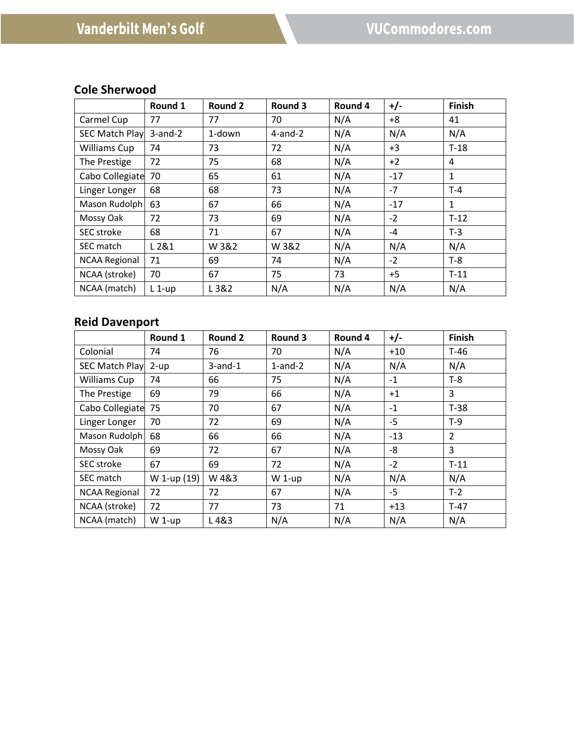## Cole Sherwood

| | Round 1 | Round 2 | Round 3 | Round 4 | +/- | Finish |
|---|---|---|---|---|---|---|
| Carmel Cup | 77 | 77 | 70 | N/A | +8 | 41 |
| SEC Match Play | 3-and-2 | 1-down | 4-and-2 | N/A | N/A | N/A |
| Williams Cup | 74 | 73 | 72 | N/A | +3 | T-18 |
| The Prestige | 72 | 75 | 68 | N/A | +2 | 4 |
| Cabo Collegiate | 70 | 65 | 61 | N/A | -17 | 1 |
| Linger Longer | 68 | 68 | 73 | N/A | -7 | T-4 |
| Mason Rudolph | 63 | 67 | 66 | N/A | -17 | 1 |
| Mossy Oak | 72 | 73 | 69 | N/A | -2 | T-12 |
| SEC stroke | 68 | 71 | 67 | N/A | -4 | T-3 |
| SEC match | L 2&1 | W 3&2 | W 3&2 | N/A | N/A | N/A |
| NCAA Regional | 71 | 69 | 74 | N/A | -2 | T-8 |
| NCAA (stroke) | 70 | 67 | 75 | 73 | +5 | T-11 |
| NCAA (match) | L 1-up | L 3&2 | N/A | N/A | N/A | N/A |

## Reid Davenport

| | Round 1 | Round 2 | Round 3 | Round 4 | +/- | Finish |
|---|---|---|---|---|---|---|
| Colonial | 74 | 76 | 70 | N/A | +10 | T-46 |
| SEC Match Play | 2-up | 3-and-1 | 1-and-2 | N/A | N/A | N/A |
| Williams Cup | 74 | 66 | 75 | N/A | -1 | T-8 |
| The Prestige | 69 | 79 | 66 | N/A | +1 | 3 |
| Cabo Collegiate | 75 | 70 | 67 | N/A | -1 | T-38 |
| Linger Longer | 70 | 72 | 69 | N/A | -5 | T-9 |
| Mason Rudolph | 68 | 66 | 66 | N/A | -13 | 2 |
| Mossy Oak | 69 | 72 | 67 | N/A | -8 | 3 |
| SEC stroke | 67 | 69 | 72 | N/A | -2 | T-11 |
| SEC match | W 1-up (19) | W 4&3 | W 1-up | N/A | N/A | N/A |
| NCAA Regional | 72 | 72 | 67 | N/A | -5 | T-2 |
| NCAA (stroke) | 72 | 77 | 73 | 71 | +13 | T-47 |
| NCAA (match) | W 1-up | L 4&3 | N/A | N/A | N/A | N/A |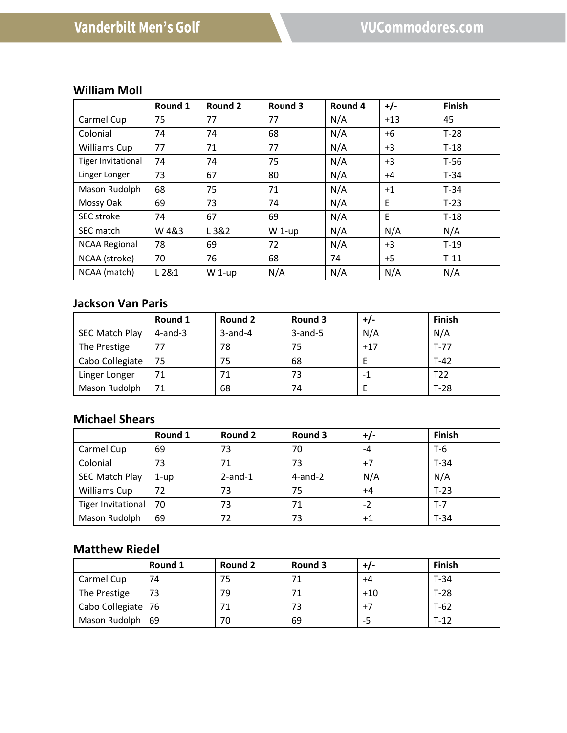## William Moll

| | Round 1 | Round 2 | Round 3 | Round 4 | +/- | Finish |
|---|---|---|---|---|---|---|
| Carmel Cup | 75 | 77 | 77 | N/A | +13 | 45 |
| Colonial | 74 | 74 | 68 | N/A | +6 | T-28 |
| Williams Cup | 77 | 71 | 77 | N/A | +3 | T-18 |
| Tiger Invitational | 74 | 74 | 75 | N/A | +3 | T-56 |
| Linger Longer | 73 | 67 | 80 | N/A | +4 | T-34 |
| Mason Rudolph | 68 | 75 | 71 | N/A | +1 | T-34 |
| Mossy Oak | 69 | 73 | 74 | N/A | E | T-23 |
| SEC stroke | 74 | 67 | 69 | N/A | E | T-18 |
| SEC match | W 4&3 | L 3&2 | W 1-up | N/A | N/A | N/A |
| NCAA Regional | 78 | 69 | 72 | N/A | +3 | T-19 |
| NCAA (stroke) | 70 | 76 | 68 | 74 | +5 | T-11 |
| NCAA (match) | L 2&1 | W 1-up | N/A | N/A | N/A | N/A |

## Jackson Van Paris

| | Round 1 | Round 2 | Round 3 | +/- | Finish |
|---|---|---|---|---|---|
| SEC Match Play | 4-and-3 | 3-and-4 | 3-and-5 | N/A | N/A |
| The Prestige | 77 | 78 | 75 | +17 | T-77 |
| Cabo Collegiate | 75 | 75 | 68 | E | T-42 |
| Linger Longer | 71 | 71 | 73 | -1 | T22 |
| Mason Rudolph | 71 | 68 | 74 | E | T-28 |

## Michael Shears

| | Round 1 | Round 2 | Round 3 | +/- | Finish |
|---|---|---|---|---|---|
| Carmel Cup | 69 | 73 | 70 | -4 | T-6 |
| Colonial | 73 | 71 | 73 | +7 | T-34 |
| SEC Match Play | 1-up | 2-and-1 | 4-and-2 | N/A | N/A |
| Williams Cup | 72 | 73 | 75 | +4 | T-23 |
| Tiger Invitational | 70 | 73 | 71 | -2 | T-7 |
| Mason Rudolph | 69 | 72 | 73 | +1 | T-34 |

## Matthew Riedel

| | Round 1 | Round 2 | Round 3 | +/- | Finish |
|---|---|---|---|---|---|
| Carmel Cup | 74 | 75 | 71 | +4 | T-34 |
| The Prestige | 73 | 79 | 71 | +10 | T-28 |
| Cabo Collegiate | 76 | 71 | 73 | +7 | T-62 |
| Mason Rudolph | 69 | 70 | 69 | -5 | T-12 |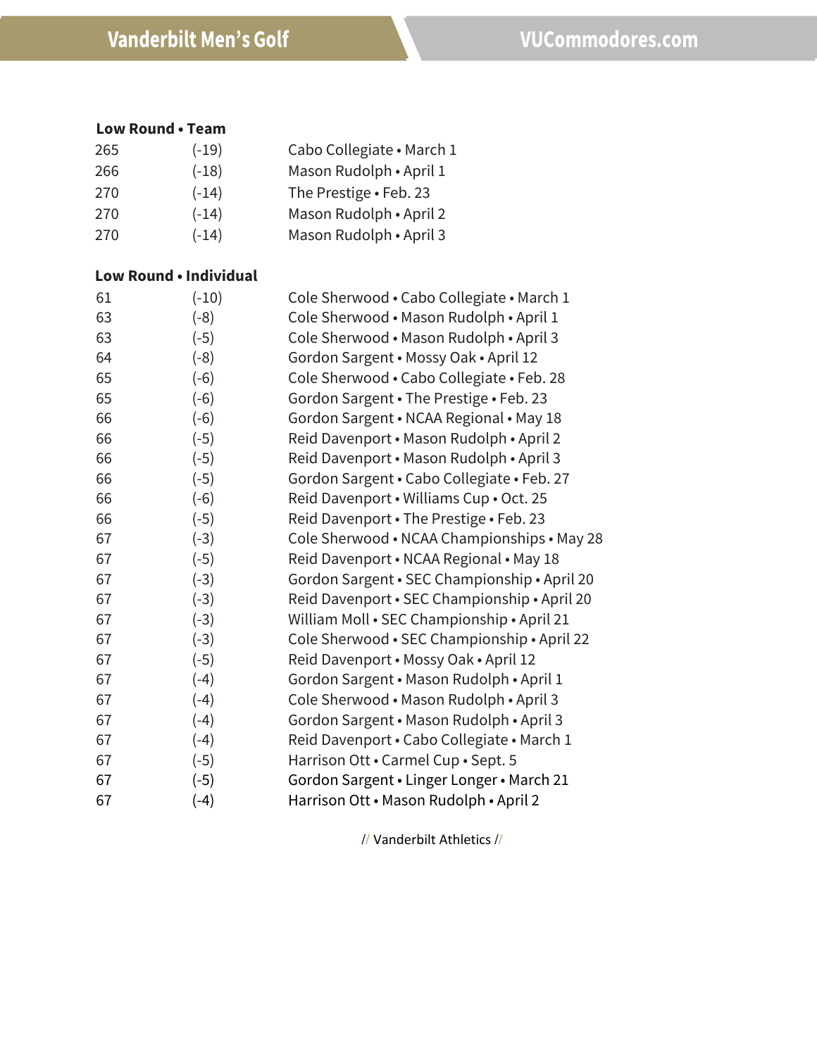### Low Round • Team

| | | |
|---|---|---|
| 265 | (-19) | Cabo Collegiate • March 1 |
| 266 | (-18) | Mason Rudolph • April 1 |
| 270 | (-14) | The Prestige • Feb. 23 |
| 270 | (-14) | Mason Rudolph • April 2 |
| 270 | (-14) | Mason Rudolph • April 3 |

### Low Round • Individual

| | | |
|---|---|---|
| 61 | (-10) | Cole Sherwood • Cabo Collegiate • March 1 |
| 63 | (-8) | Cole Sherwood • Mason Rudolph • April 1 |
| 63 | (-5) | Cole Sherwood • Mason Rudolph • April 3 |
| 64 | (-8) | Gordon Sargent • Mossy Oak • April 12 |
| 65 | (-6) | Cole Sherwood • Cabo Collegiate • Feb. 28 |
| 65 | (-6) | Gordon Sargent • The Prestige • Feb. 23 |
| 66 | (-6) | Gordon Sargent • NCAA Regional • May 18 |
| 66 | (-5) | Reid Davenport • Mason Rudolph • April 2 |
| 66 | (-5) | Reid Davenport • Mason Rudolph • April 3 |
| 66 | (-5) | Gordon Sargent • Cabo Collegiate • Feb. 27 |
| 66 | (-6) | Reid Davenport • Williams Cup • Oct. 25 |
| 66 | (-5) | Reid Davenport • The Prestige • Feb. 23 |
| 67 | (-3) | Cole Sherwood • NCAA Championships • May 28 |
| 67 | (-5) | Reid Davenport • NCAA Regional • May 18 |
| 67 | (-3) | Gordon Sargent • SEC Championship • April 20 |
| 67 | (-3) | Reid Davenport • SEC Championship • April 20 |
| 67 | (-3) | William Moll • SEC Championship • April 21 |
| 67 | (-3) | Cole Sherwood • SEC Championship • April 22 |
| 67 | (-5) | Reid Davenport • Mossy Oak • April 12 |
| 67 | (-4) | Gordon Sargent • Mason Rudolph • April 1 |
| 67 | (-4) | Cole Sherwood • Mason Rudolph • April 3 |
| 67 | (-4) | Gordon Sargent • Mason Rudolph • April 3 |
| 67 | (-4) | Reid Davenport • Cabo Collegiate • March 1 |
| 67 | (-5) | Harrison Ott • Carmel Cup • Sept. 5 |
| 67 | (-5) | Gordon Sargent • Linger Longer • March 21 |
| 67 | (-4) | Harrison Ott • Mason Rudolph • April 2 |